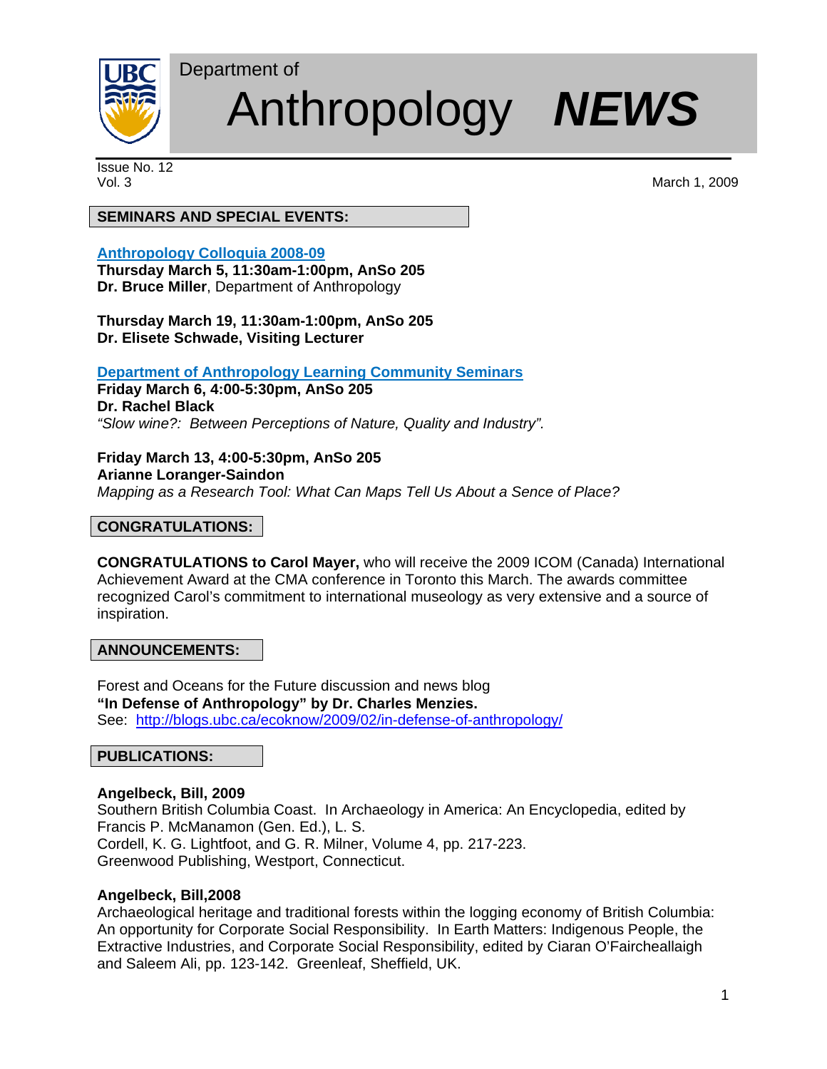Department of

# Anthropology ***NEWS***

Issue No. 12
Vol. 3

March 1, 2009

## SEMINARS AND SPECIAL EVENTS:

**Anthropology Colloquia 2008-09**
**Thursday March 5, 11:30am-1:00pm, AnSo 205**
**Dr. Bruce Miller**, Department of Anthropology

**Thursday March 19, 11:30am-1:00pm, AnSo 205**
**Dr. Elisete Schwade, Visiting Lecturer**

**Department of Anthropology Learning Community Seminars**
**Friday March 6, 4:00-5:30pm, AnSo 205**
**Dr. Rachel Black**
*"Slow wine?: Between Perceptions of Nature, Quality and Industry".*

**Friday March 13, 4:00-5:30pm, AnSo 205**
**Arianne Loranger-Saindon**
*Mapping as a Research Tool: What Can Maps Tell Us About a Sence of Place?*

## CONGRATULATIONS:

**CONGRATULATIONS to Carol Mayer,** who will receive the 2009 ICOM (Canada) International Achievement Award at the CMA conference in Toronto this March. The awards committee recognized Carol's commitment to international museology as very extensive and a source of inspiration.

## ANNOUNCEMENTS:

Forest and Oceans for the Future discussion and news blog
**"In Defense of Anthropology" by Dr. Charles Menzies.**
See: http://blogs.ubc.ca/ecoknow/2009/02/in-defense-of-anthropology/

## PUBLICATIONS:

**Angelbeck, Bill, 2009**
Southern British Columbia Coast. In Archaeology in America: An Encyclopedia, edited by Francis P. McManamon (Gen. Ed.), L. S.
Cordell, K. G. Lightfoot, and G. R. Milner, Volume 4, pp. 217-223.
Greenwood Publishing, Westport, Connecticut.

**Angelbeck, Bill,2008**
Archaeological heritage and traditional forests within the logging economy of British Columbia: An opportunity for Corporate Social Responsibility. In Earth Matters: Indigenous People, the Extractive Industries, and Corporate Social Responsibility, edited by Ciaran O'Faircheallaigh and Saleem Ali, pp. 123-142. Greenleaf, Sheffield, UK.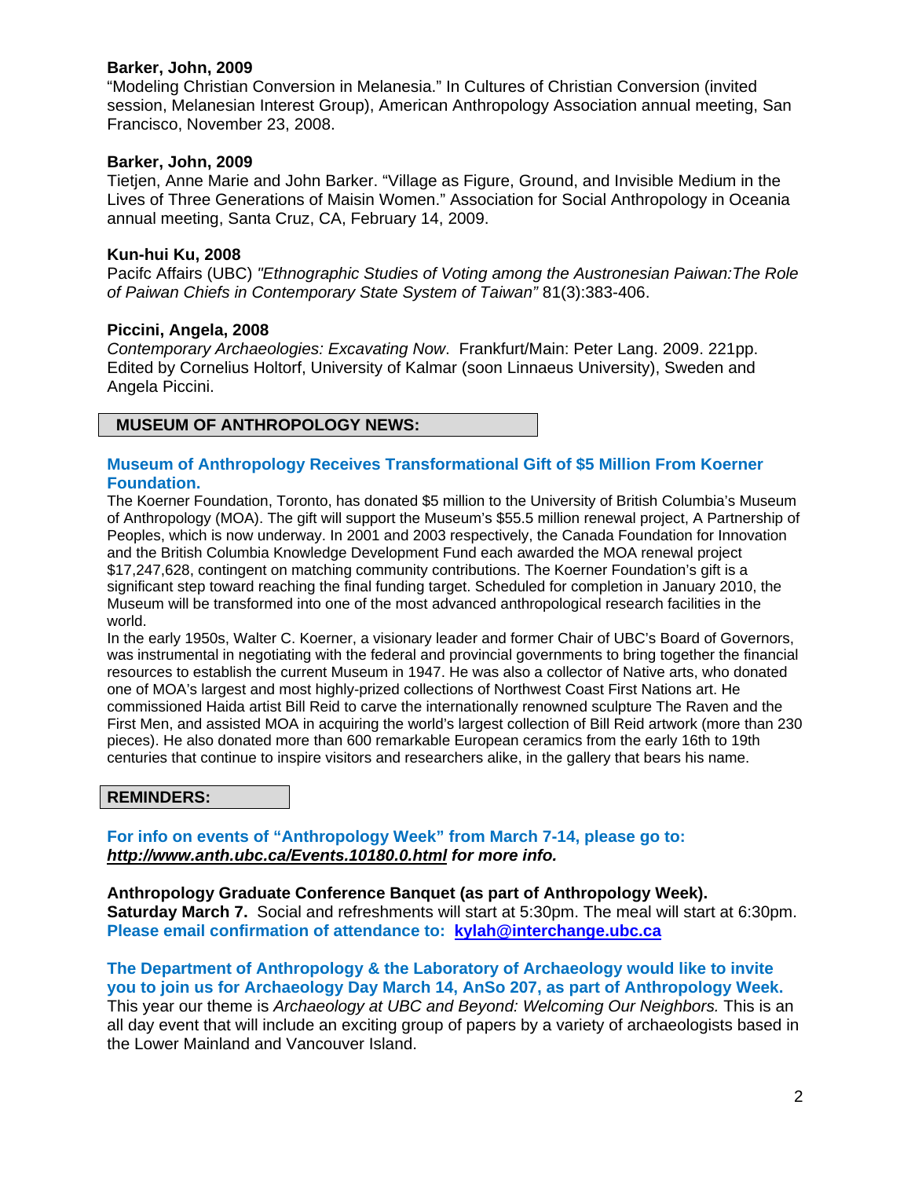**Barker, John, 2009**

"Modeling Christian Conversion in Melanesia." In Cultures of Christian Conversion (invited session, Melanesian Interest Group), American Anthropology Association annual meeting, San Francisco, November 23, 2008.

**Barker, John, 2009**

Tietjen, Anne Marie and John Barker. "Village as Figure, Ground, and Invisible Medium in the Lives of Three Generations of Maisin Women." Association for Social Anthropology in Oceania annual meeting, Santa Cruz, CA, February 14, 2009.

**Kun-hui Ku, 2008**

Pacifc Affairs (UBC) *"Ethnographic Studies of Voting among the Austronesian Paiwan:The Role of Paiwan Chiefs in Contemporary State System of Taiwan"* 81(3):383-406.

**Piccini, Angela, 2008**

*Contemporary Archaeologies: Excavating Now*. Frankfurt/Main: Peter Lang. 2009. 221pp. Edited by Cornelius Holtorf, University of Kalmar (soon Linnaeus University), Sweden and Angela Piccini.

## MUSEUM OF ANTHROPOLOGY NEWS:

### Museum of Anthropology Receives Transformational Gift of $5 Million From Koerner Foundation.

The Koerner Foundation, Toronto, has donated $5 million to the University of British Columbia's Museum of Anthropology (MOA). The gift will support the Museum's $55.5 million renewal project, A Partnership of Peoples, which is now underway. In 2001 and 2003 respectively, the Canada Foundation for Innovation and the British Columbia Knowledge Development Fund each awarded the MOA renewal project $17,247,628, contingent on matching community contributions. The Koerner Foundation's gift is a significant step toward reaching the final funding target. Scheduled for completion in January 2010, the Museum will be transformed into one of the most advanced anthropological research facilities in the world.

In the early 1950s, Walter C. Koerner, a visionary leader and former Chair of UBC's Board of Governors, was instrumental in negotiating with the federal and provincial governments to bring together the financial resources to establish the current Museum in 1947. He was also a collector of Native arts, who donated one of MOA's largest and most highly-prized collections of Northwest Coast First Nations art. He commissioned Haida artist Bill Reid to carve the internationally renowned sculpture The Raven and the First Men, and assisted MOA in acquiring the world's largest collection of Bill Reid artwork (more than 230 pieces). He also donated more than 600 remarkable European ceramics from the early 16th to 19th centuries that continue to inspire visitors and researchers alike, in the gallery that bears his name.

## REMINDERS:

**For info on events of "Anthropology Week" from March 7-14, please go to: *http://www.anth.ubc.ca/Events.10180.0.html* for more info.**

**Anthropology Graduate Conference Banquet (as part of Anthropology Week).**
**Saturday March 7.** Social and refreshments will start at 5:30pm. The meal will start at 6:30pm.
**Please email confirmation of attendance to: kylah@interchange.ubc.ca**

**The Department of Anthropology & the Laboratory of Archaeology would like to invite you to join us for Archaeology Day March 14, AnSo 207, as part of Anthropology Week.**
This year our theme is *Archaeology at UBC and Beyond: Welcoming Our Neighbors.* This is an all day event that will include an exciting group of papers by a variety of archaeologists based in the Lower Mainland and Vancouver Island.